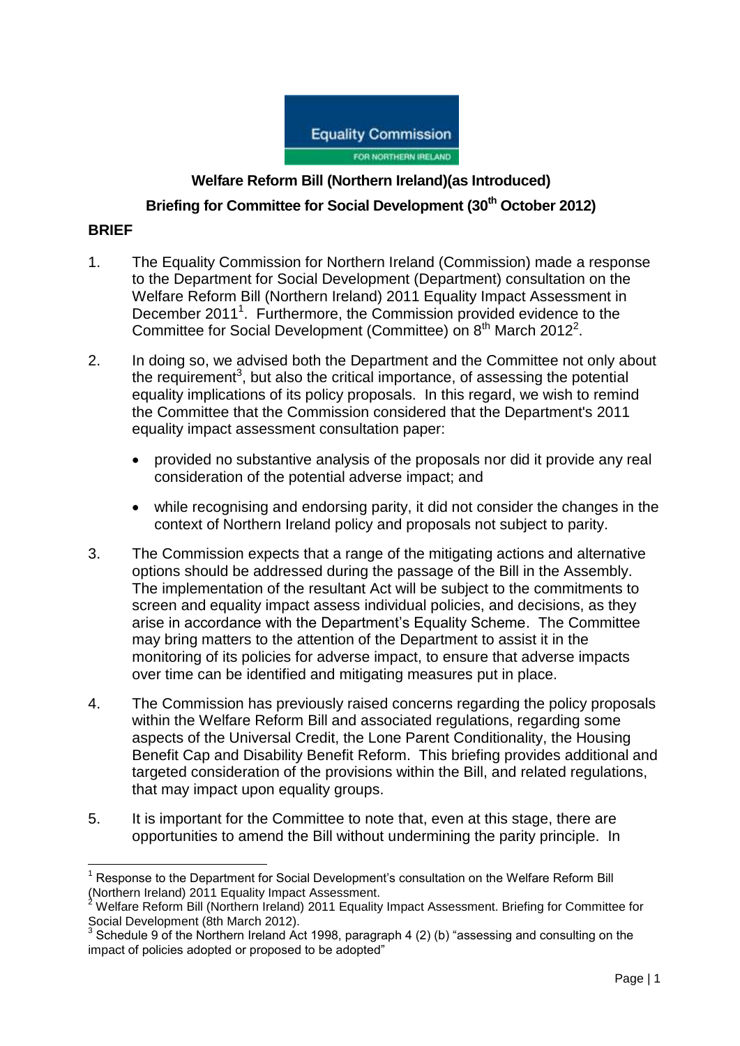**Welfare Reform Bill (Northern Ireland)(as Introduced)**

**Briefing for Committee for Social Development (30th October 2012)**

## BRIEF

1. The Equality Commission for Northern Ireland (Commission) made a response to the Department for Social Development (Department) consultation on the Welfare Reform Bill (Northern Ireland) 2011 Equality Impact Assessment in December 2011[1]. Furthermore, the Commission provided evidence to the Committee for Social Development (Committee) on 8th March 2012[2].

2. In doing so, we advised both the Department and the Committee not only about the requirement[3], but also the critical importance, of assessing the potential equality implications of its policy proposals. In this regard, we wish to remind the Committee that the Commission considered that the Department's 2011 equality impact assessment consultation paper:

   - provided no substantive analysis of the proposals nor did it provide any real consideration of the potential adverse impact; and
   - while recognising and endorsing parity, it did not consider the changes in the context of Northern Ireland policy and proposals not subject to parity.

3. The Commission expects that a range of the mitigating actions and alternative options should be addressed during the passage of the Bill in the Assembly. The implementation of the resultant Act will be subject to the commitments to screen and equality impact assess individual policies, and decisions, as they arise in accordance with the Department's Equality Scheme. The Committee may bring matters to the attention of the Department to assist it in the monitoring of its policies for adverse impact, to ensure that adverse impacts over time can be identified and mitigating measures put in place.

4. The Commission has previously raised concerns regarding the policy proposals within the Welfare Reform Bill and associated regulations, regarding some aspects of the Universal Credit, the Lone Parent Conditionality, the Housing Benefit Cap and Disability Benefit Reform. This briefing provides additional and targeted consideration of the provisions within the Bill, and related regulations, that may impact upon equality groups.

5. It is important for the Committee to note that, even at this stage, there are opportunities to amend the Bill without undermining the parity principle. In

---

[1] Response to the Department for Social Development's consultation on the Welfare Reform Bill (Northern Ireland) 2011 Equality Impact Assessment.

[2] Welfare Reform Bill (Northern Ireland) 2011 Equality Impact Assessment. Briefing for Committee for Social Development (8th March 2012).

[3] Schedule 9 of the Northern Ireland Act 1998, paragraph 4 (2) (b) "assessing and consulting on the impact of policies adopted or proposed to be adopted"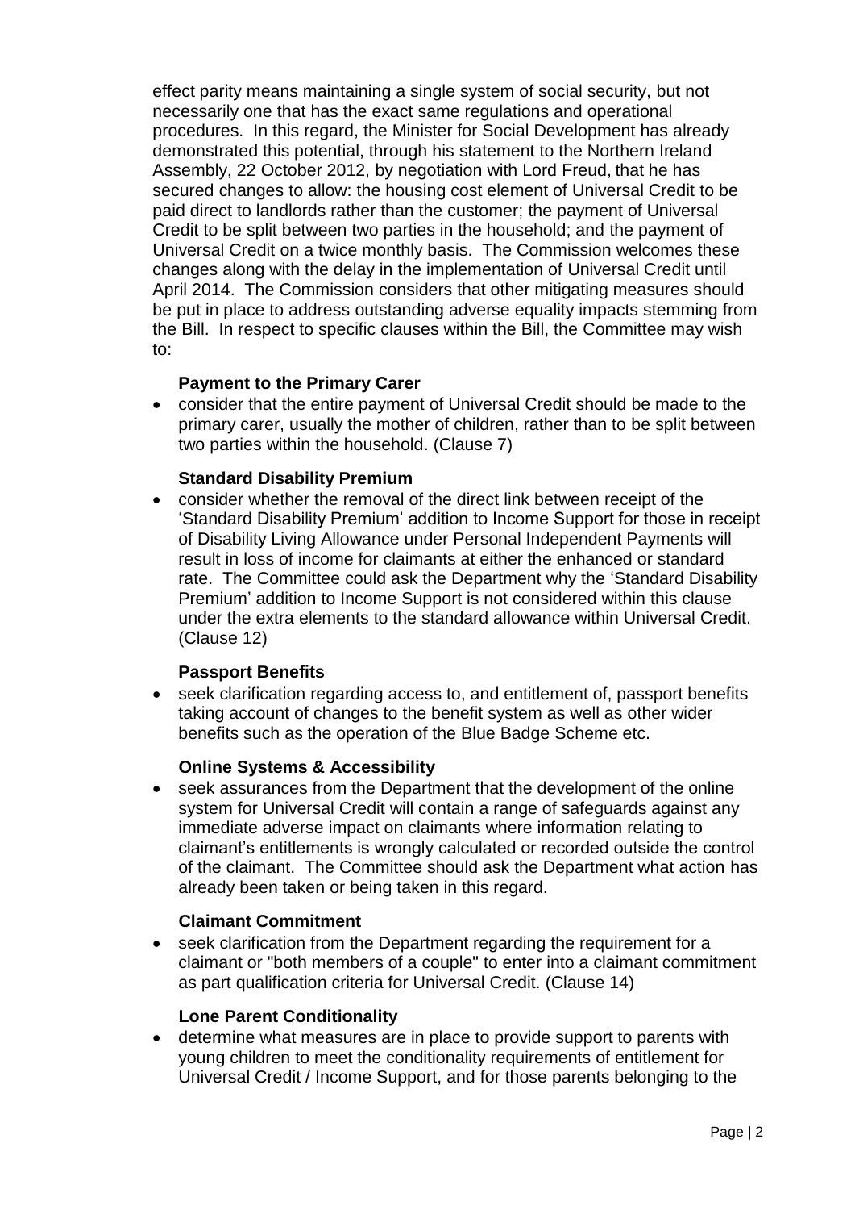effect parity means maintaining a single system of social security, but not necessarily one that has the exact same regulations and operational procedures. In this regard, the Minister for Social Development has already demonstrated this potential, through his statement to the Northern Ireland Assembly, 22 October 2012, by negotiation with Lord Freud, that he has secured changes to allow: the housing cost element of Universal Credit to be paid direct to landlords rather than the customer; the payment of Universal Credit to be split between two parties in the household; and the payment of Universal Credit on a twice monthly basis. The Commission welcomes these changes along with the delay in the implementation of Universal Credit until April 2014. The Commission considers that other mitigating measures should be put in place to address outstanding adverse equality impacts stemming from the Bill. In respect to specific clauses within the Bill, the Committee may wish to:

**Payment to the Primary Carer**

- consider that the entire payment of Universal Credit should be made to the primary carer, usually the mother of children, rather than to be split between two parties within the household. (Clause 7)

**Standard Disability Premium**

- consider whether the removal of the direct link between receipt of the 'Standard Disability Premium' addition to Income Support for those in receipt of Disability Living Allowance under Personal Independent Payments will result in loss of income for claimants at either the enhanced or standard rate. The Committee could ask the Department why the 'Standard Disability Premium' addition to Income Support is not considered within this clause under the extra elements to the standard allowance within Universal Credit. (Clause 12)

**Passport Benefits**

- seek clarification regarding access to, and entitlement of, passport benefits taking account of changes to the benefit system as well as other wider benefits such as the operation of the Blue Badge Scheme etc.

**Online Systems & Accessibility**

- seek assurances from the Department that the development of the online system for Universal Credit will contain a range of safeguards against any immediate adverse impact on claimants where information relating to claimant's entitlements is wrongly calculated or recorded outside the control of the claimant. The Committee should ask the Department what action has already been taken or being taken in this regard.

**Claimant Commitment**

- seek clarification from the Department regarding the requirement for a claimant or "both members of a couple" to enter into a claimant commitment as part qualification criteria for Universal Credit. (Clause 14)

**Lone Parent Conditionality**

- determine what measures are in place to provide support to parents with young children to meet the conditionality requirements of entitlement for Universal Credit / Income Support, and for those parents belonging to the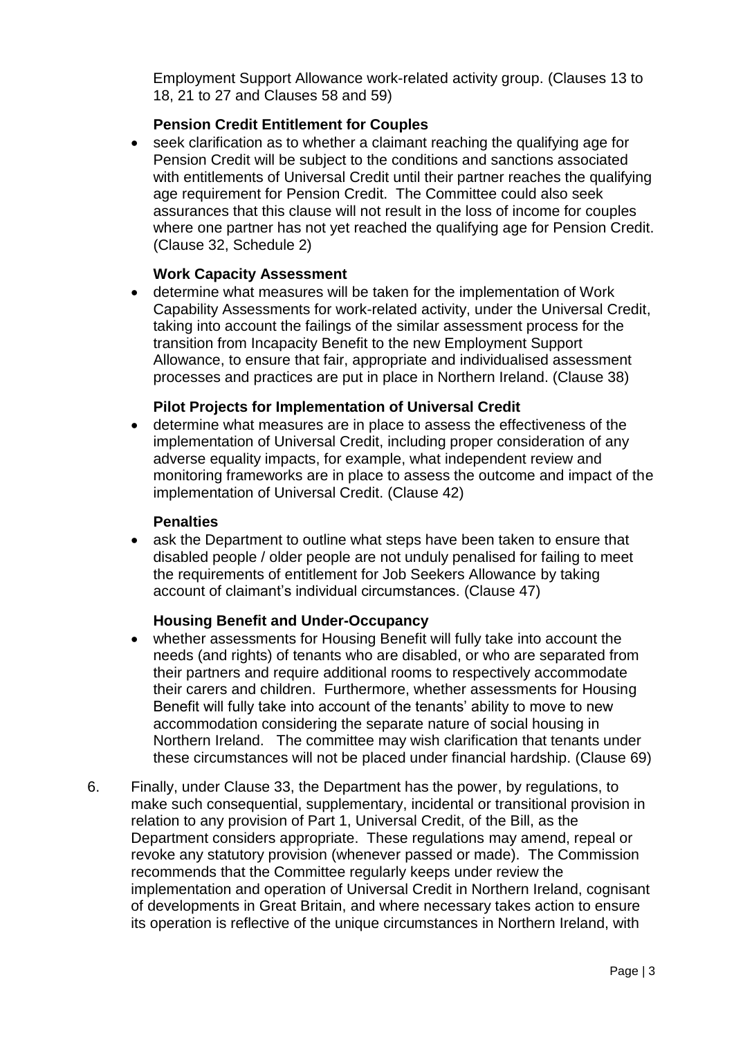Employment Support Allowance work-related activity group. (Clauses 13 to 18, 21 to 27 and Clauses 58 and 59)

**Pension Credit Entitlement for Couples**

- seek clarification as to whether a claimant reaching the qualifying age for Pension Credit will be subject to the conditions and sanctions associated with entitlements of Universal Credit until their partner reaches the qualifying age requirement for Pension Credit. The Committee could also seek assurances that this clause will not result in the loss of income for couples where one partner has not yet reached the qualifying age for Pension Credit. (Clause 32, Schedule 2)

**Work Capacity Assessment**

- determine what measures will be taken for the implementation of Work Capability Assessments for work-related activity, under the Universal Credit, taking into account the failings of the similar assessment process for the transition from Incapacity Benefit to the new Employment Support Allowance, to ensure that fair, appropriate and individualised assessment processes and practices are put in place in Northern Ireland. (Clause 38)

**Pilot Projects for Implementation of Universal Credit**

- determine what measures are in place to assess the effectiveness of the implementation of Universal Credit, including proper consideration of any adverse equality impacts, for example, what independent review and monitoring frameworks are in place to assess the outcome and impact of the implementation of Universal Credit. (Clause 42)

**Penalties**

- ask the Department to outline what steps have been taken to ensure that disabled people / older people are not unduly penalised for failing to meet the requirements of entitlement for Job Seekers Allowance by taking account of claimant's individual circumstances. (Clause 47)

**Housing Benefit and Under-Occupancy**

- whether assessments for Housing Benefit will fully take into account the needs (and rights) of tenants who are disabled, or who are separated from their partners and require additional rooms to respectively accommodate their carers and children. Furthermore, whether assessments for Housing Benefit will fully take into account of the tenants' ability to move to new accommodation considering the separate nature of social housing in Northern Ireland. The committee may wish clarification that tenants under these circumstances will not be placed under financial hardship. (Clause 69)

6. Finally, under Clause 33, the Department has the power, by regulations, to make such consequential, supplementary, incidental or transitional provision in relation to any provision of Part 1, Universal Credit, of the Bill, as the Department considers appropriate. These regulations may amend, repeal or revoke any statutory provision (whenever passed or made). The Commission recommends that the Committee regularly keeps under review the implementation and operation of Universal Credit in Northern Ireland, cognisant of developments in Great Britain, and where necessary takes action to ensure its operation is reflective of the unique circumstances in Northern Ireland, with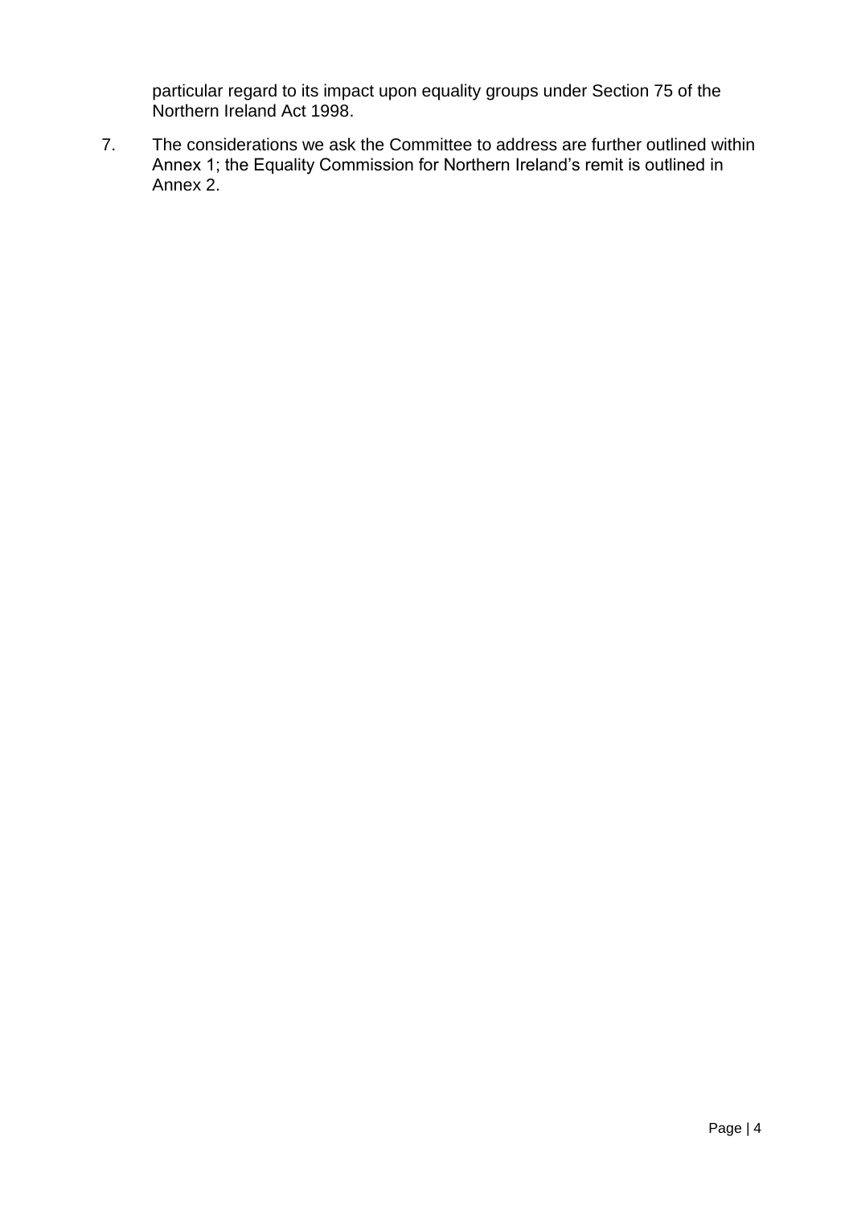particular regard to its impact upon equality groups under Section 75 of the Northern Ireland Act 1998.

7. The considerations we ask the Committee to address are further outlined within Annex 1; the Equality Commission for Northern Ireland's remit is outlined in Annex 2.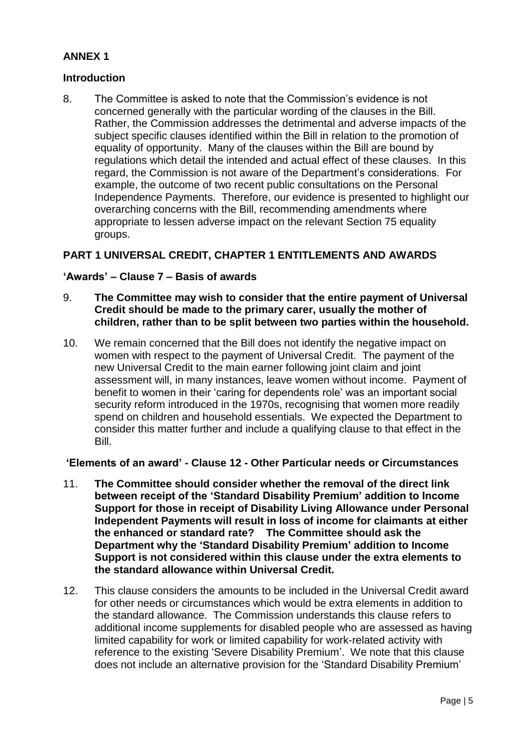## ANNEX 1

### Introduction

8. The Committee is asked to note that the Commission's evidence is not concerned generally with the particular wording of the clauses in the Bill. Rather, the Commission addresses the detrimental and adverse impacts of the subject specific clauses identified within the Bill in relation to the promotion of equality of opportunity. Many of the clauses within the Bill are bound by regulations which detail the intended and actual effect of these clauses. In this regard, the Commission is not aware of the Department's considerations. For example, the outcome of two recent public consultations on the Personal Independence Payments. Therefore, our evidence is presented to highlight our overarching concerns with the Bill, recommending amendments where appropriate to lessen adverse impact on the relevant Section 75 equality groups.

### PART 1 UNIVERSAL CREDIT, CHAPTER 1 ENTITLEMENTS AND AWARDS

#### 'Awards' – Clause 7 – Basis of awards

9. **The Committee may wish to consider that the entire payment of Universal Credit should be made to the primary carer, usually the mother of children, rather than to be split between two parties within the household.**

10. We remain concerned that the Bill does not identify the negative impact on women with respect to the payment of Universal Credit. The payment of the new Universal Credit to the main earner following joint claim and joint assessment will, in many instances, leave women without income. Payment of benefit to women in their 'caring for dependents role' was an important social security reform introduced in the 1970s, recognising that women more readily spend on children and household essentials. We expected the Department to consider this matter further and include a qualifying clause to that effect in the Bill.

#### 'Elements of an award' - Clause 12 - Other Particular needs or Circumstances

11. **The Committee should consider whether the removal of the direct link between receipt of the 'Standard Disability Premium' addition to Income Support for those in receipt of Disability Living Allowance under Personal Independent Payments will result in loss of income for claimants at either the enhanced or standard rate? The Committee should ask the Department why the 'Standard Disability Premium' addition to Income Support is not considered within this clause under the extra elements to the standard allowance within Universal Credit.**

12. This clause considers the amounts to be included in the Universal Credit award for other needs or circumstances which would be extra elements in addition to the standard allowance. The Commission understands this clause refers to additional income supplements for disabled people who are assessed as having limited capability for work or limited capability for work-related activity with reference to the existing 'Severe Disability Premium'. We note that this clause does not include an alternative provision for the 'Standard Disability Premium'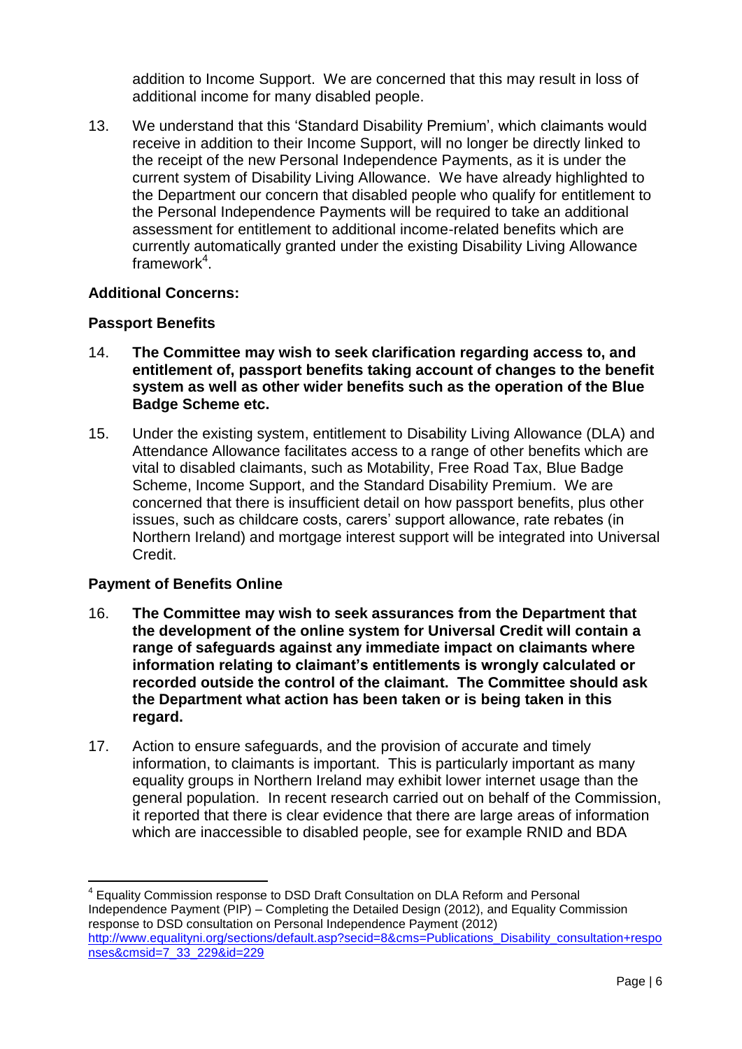addition to Income Support. We are concerned that this may result in loss of additional income for many disabled people.

13. We understand that this 'Standard Disability Premium', which claimants would receive in addition to their Income Support, will no longer be directly linked to the receipt of the new Personal Independence Payments, as it is under the current system of Disability Living Allowance. We have already highlighted to the Department our concern that disabled people who qualify for entitlement to the Personal Independence Payments will be required to take an additional assessment for entitlement to additional income-related benefits which are currently automatically granted under the existing Disability Living Allowance framework[4].

**Additional Concerns:**

**Passport Benefits**

14. **The Committee may wish to seek clarification regarding access to, and entitlement of, passport benefits taking account of changes to the benefit system as well as other wider benefits such as the operation of the Blue Badge Scheme etc.**

15. Under the existing system, entitlement to Disability Living Allowance (DLA) and Attendance Allowance facilitates access to a range of other benefits which are vital to disabled claimants, such as Motability, Free Road Tax, Blue Badge Scheme, Income Support, and the Standard Disability Premium. We are concerned that there is insufficient detail on how passport benefits, plus other issues, such as childcare costs, carers' support allowance, rate rebates (in Northern Ireland) and mortgage interest support will be integrated into Universal Credit.

**Payment of Benefits Online**

16. **The Committee may wish to seek assurances from the Department that the development of the online system for Universal Credit will contain a range of safeguards against any immediate impact on claimants where information relating to claimant's entitlements is wrongly calculated or recorded outside the control of the claimant. The Committee should ask the Department what action has been taken or is being taken in this regard.**

17. Action to ensure safeguards, and the provision of accurate and timely information, to claimants is important. This is particularly important as many equality groups in Northern Ireland may exhibit lower internet usage than the general population. In recent research carried out on behalf of the Commission, it reported that there is clear evidence that there are large areas of information which are inaccessible to disabled people, see for example RNID and BDA

---

[4] Equality Commission response to DSD Draft Consultation on DLA Reform and Personal Independence Payment (PIP) – Completing the Detailed Design (2012), and Equality Commission response to DSD consultation on Personal Independence Payment (2012) http://www.equalityni.org/sections/default.asp?secid=8&cms=Publications_Disability_consultation+responses&cmsid=7_33_229&id=229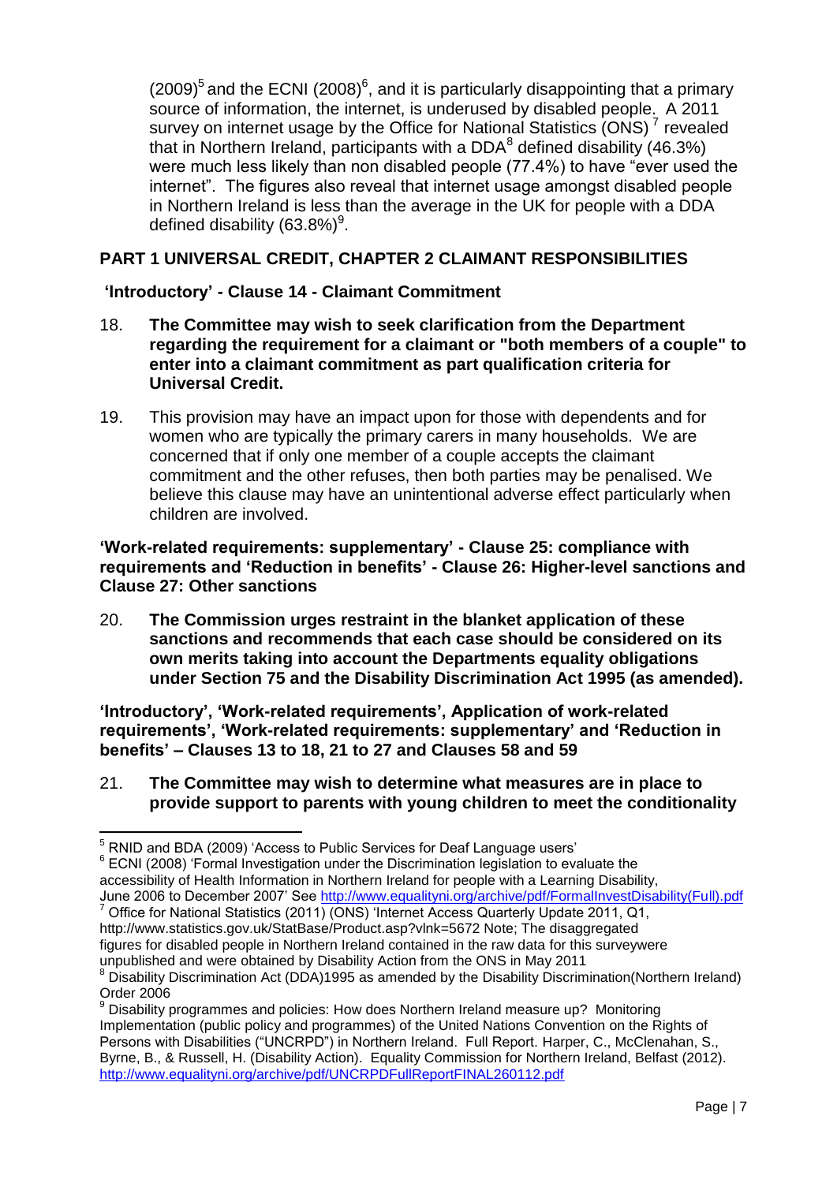(2009)[5] and the ECNI (2008)[6], and it is particularly disappointing that a primary source of information, the internet, is underused by disabled people. A 2011 survey on internet usage by the Office for National Statistics (ONS) [7] revealed that in Northern Ireland, participants with a DDA[8] defined disability (46.3%) were much less likely than non disabled people (77.4%) to have "ever used the internet". The figures also reveal that internet usage amongst disabled people in Northern Ireland is less than the average in the UK for people with a DDA defined disability (63.8%)[9].

## PART 1 UNIVERSAL CREDIT, CHAPTER 2 CLAIMANT RESPONSIBILITIES

### 'Introductory' - Clause 14 - Claimant Commitment

18. **The Committee may wish to seek clarification from the Department regarding the requirement for a claimant or "both members of a couple" to enter into a claimant commitment as part qualification criteria for Universal Credit.**

19. This provision may have an impact upon for those with dependents and for women who are typically the primary carers in many households. We are concerned that if only one member of a couple accepts the claimant commitment and the other refuses, then both parties may be penalised. We believe this clause may have an unintentional adverse effect particularly when children are involved.

### 'Work-related requirements: supplementary' - Clause 25: compliance with requirements and 'Reduction in benefits' - Clause 26: Higher-level sanctions and Clause 27: Other sanctions

20. **The Commission urges restraint in the blanket application of these sanctions and recommends that each case should be considered on its own merits taking into account the Departments equality obligations under Section 75 and the Disability Discrimination Act 1995 (as amended).**

### 'Introductory', 'Work-related requirements', Application of work-related requirements', 'Work-related requirements: supplementary' and 'Reduction in benefits' – Clauses 13 to 18, 21 to 27 and Clauses 58 and 59

21. **The Committee may wish to determine what measures are in place to provide support to parents with young children to meet the conditionality**

---

[5] RNID and BDA (2009) 'Access to Public Services for Deaf Language users'

[6] ECNI (2008) 'Formal Investigation under the Discrimination legislation to evaluate the accessibility of Health Information in Northern Ireland for people with a Learning Disability, June 2006 to December 2007' See http://www.equalityni.org/archive/pdf/FormalInvestDisability(Full).pdf

[7] Office for National Statistics (2011) (ONS) 'Internet Access Quarterly Update 2011, Q1, http://www.statistics.gov.uk/StatBase/Product.asp?vlnk=5672 Note; The disaggregated figures for disabled people in Northern Ireland contained in the raw data for this surveywere unpublished and were obtained by Disability Action from the ONS in May 2011

[8] Disability Discrimination Act (DDA)1995 as amended by the Disability Discrimination(Northern Ireland) Order 2006

[9] Disability programmes and policies: How does Northern Ireland measure up? Monitoring Implementation (public policy and programmes) of the United Nations Convention on the Rights of Persons with Disabilities ("UNCRPD") in Northern Ireland. Full Report. Harper, C., McClenahan, S., Byrne, B., & Russell, H. (Disability Action). Equality Commission for Northern Ireland, Belfast (2012). http://www.equalityni.org/archive/pdf/UNCRPDFullReportFINAL260112.pdf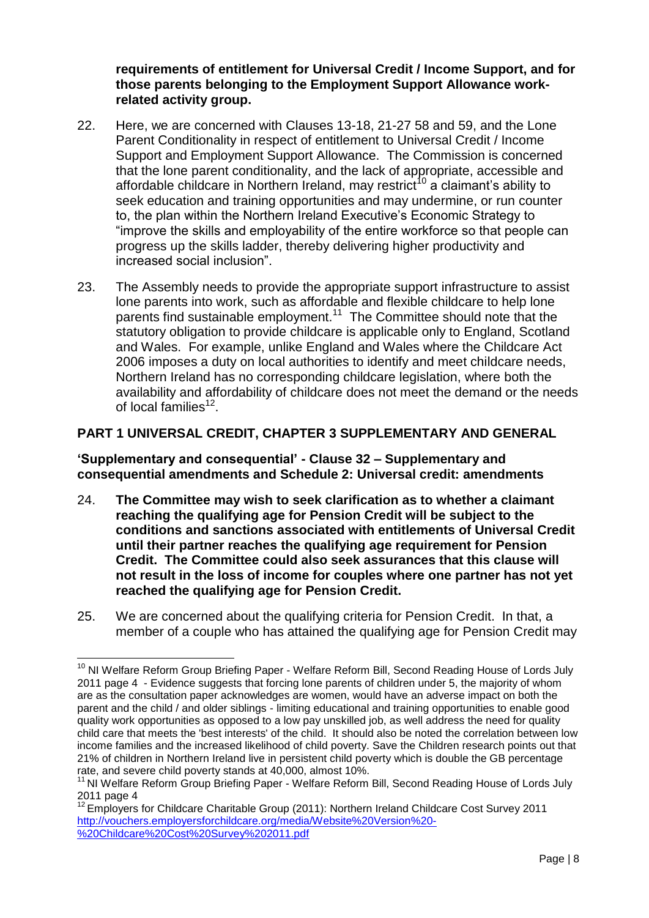**requirements of entitlement for Universal Credit / Income Support, and for those parents belonging to the Employment Support Allowance work-related activity group.**

22. Here, we are concerned with Clauses 13-18, 21-27 58 and 59, and the Lone Parent Conditionality in respect of entitlement to Universal Credit / Income Support and Employment Support Allowance. The Commission is concerned that the lone parent conditionality, and the lack of appropriate, accessible and affordable childcare in Northern Ireland, may restrict[10] a claimant's ability to seek education and training opportunities and may undermine, or run counter to, the plan within the Northern Ireland Executive's Economic Strategy to "improve the skills and employability of the entire workforce so that people can progress up the skills ladder, thereby delivering higher productivity and increased social inclusion".

23. The Assembly needs to provide the appropriate support infrastructure to assist lone parents into work, such as affordable and flexible childcare to help lone parents find sustainable employment.[11] The Committee should note that the statutory obligation to provide childcare is applicable only to England, Scotland and Wales. For example, unlike England and Wales where the Childcare Act 2006 imposes a duty on local authorities to identify and meet childcare needs, Northern Ireland has no corresponding childcare legislation, where both the availability and affordability of childcare does not meet the demand or the needs of local families[12].

## PART 1 UNIVERSAL CREDIT, CHAPTER 3 SUPPLEMENTARY AND GENERAL

### 'Supplementary and consequential' - Clause 32 – Supplementary and consequential amendments and Schedule 2: Universal credit: amendments

24. **The Committee may wish to seek clarification as to whether a claimant reaching the qualifying age for Pension Credit will be subject to the conditions and sanctions associated with entitlements of Universal Credit until their partner reaches the qualifying age requirement for Pension Credit. The Committee could also seek assurances that this clause will not result in the loss of income for couples where one partner has not yet reached the qualifying age for Pension Credit.**

25. We are concerned about the qualifying criteria for Pension Credit. In that, a member of a couple who has attained the qualifying age for Pension Credit may

---

[10] NI Welfare Reform Group Briefing Paper - Welfare Reform Bill, Second Reading House of Lords July 2011 page 4 - Evidence suggests that forcing lone parents of children under 5, the majority of whom are as the consultation paper acknowledges are women, would have an adverse impact on both the parent and the child / and older siblings - limiting educational and training opportunities to enable good quality work opportunities as opposed to a low pay unskilled job, as well address the need for quality child care that meets the 'best interests' of the child. It should also be noted the correlation between low income families and the increased likelihood of child poverty. Save the Children research points out that 21% of children in Northern Ireland live in persistent child poverty which is double the GB percentage rate, and severe child poverty stands at 40,000, almost 10%.

[11] NI Welfare Reform Group Briefing Paper - Welfare Reform Bill, Second Reading House of Lords July 2011 page 4

[12] Employers for Childcare Charitable Group (2011): Northern Ireland Childcare Cost Survey 2011 http://vouchers.employersforchildcare.org/media/Website%20Version%20-%20Childcare%20Cost%20Survey%202011.pdf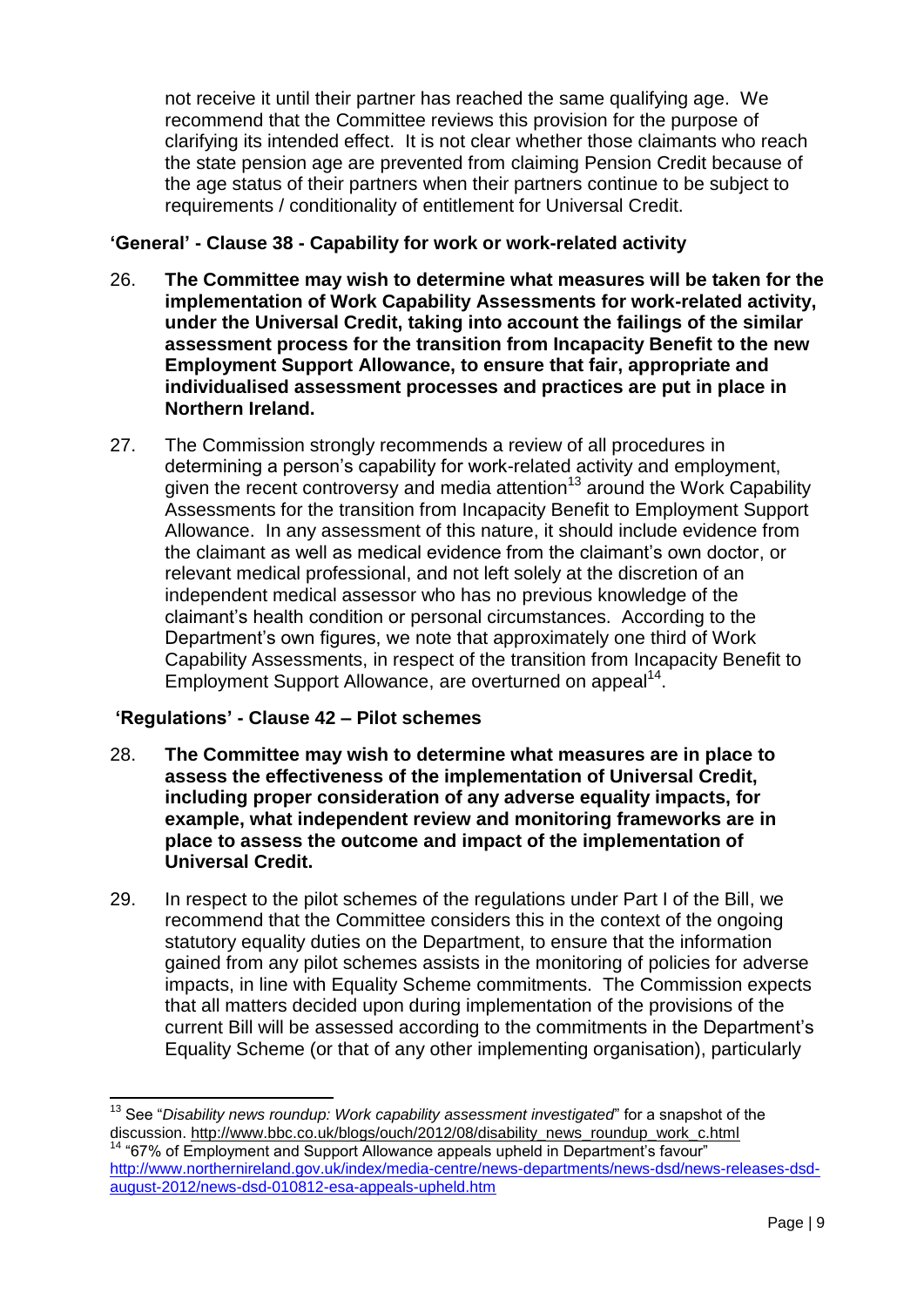not receive it until their partner has reached the same qualifying age. We recommend that the Committee reviews this provision for the purpose of clarifying its intended effect. It is not clear whether those claimants who reach the state pension age are prevented from claiming Pension Credit because of the age status of their partners when their partners continue to be subject to requirements / conditionality of entitlement for Universal Credit.

**'General' - Clause 38 - Capability for work or work-related activity**

26. **The Committee may wish to determine what measures will be taken for the implementation of Work Capability Assessments for work-related activity, under the Universal Credit, taking into account the failings of the similar assessment process for the transition from Incapacity Benefit to the new Employment Support Allowance, to ensure that fair, appropriate and individualised assessment processes and practices are put in place in Northern Ireland.**

27. The Commission strongly recommends a review of all procedures in determining a person's capability for work-related activity and employment, given the recent controversy and media attention[13] around the Work Capability Assessments for the transition from Incapacity Benefit to Employment Support Allowance. In any assessment of this nature, it should include evidence from the claimant as well as medical evidence from the claimant's own doctor, or relevant medical professional, and not left solely at the discretion of an independent medical assessor who has no previous knowledge of the claimant's health condition or personal circumstances. According to the Department's own figures, we note that approximately one third of Work Capability Assessments, in respect of the transition from Incapacity Benefit to Employment Support Allowance, are overturned on appeal[14].

**'Regulations' - Clause 42 – Pilot schemes**

28. **The Committee may wish to determine what measures are in place to assess the effectiveness of the implementation of Universal Credit, including proper consideration of any adverse equality impacts, for example, what independent review and monitoring frameworks are in place to assess the outcome and impact of the implementation of Universal Credit.**

29. In respect to the pilot schemes of the regulations under Part I of the Bill, we recommend that the Committee considers this in the context of the ongoing statutory equality duties on the Department, to ensure that the information gained from any pilot schemes assists in the monitoring of policies for adverse impacts, in line with Equality Scheme commitments. The Commission expects that all matters decided upon during implementation of the provisions of the current Bill will be assessed according to the commitments in the Department's Equality Scheme (or that of any other implementing organisation), particularly

---

[13] See "*Disability news roundup: Work capability assessment investigated*" for a snapshot of the discussion. http://www.bbc.co.uk/blogs/ouch/2012/08/disability_news_roundup_work_c.html

[14] "67% of Employment and Support Allowance appeals upheld in Department's favour" http://www.northernireland.gov.uk/index/media-centre/news-departments/news-dsd/news-releases-dsd-august-2012/news-dsd-010812-esa-appeals-upheld.htm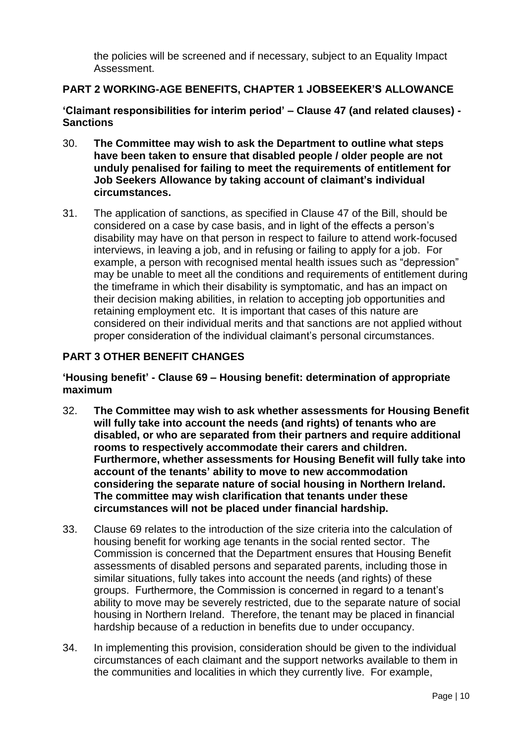the policies will be screened and if necessary, subject to an Equality Impact Assessment.

## PART 2 WORKING-AGE BENEFITS, CHAPTER 1 JOBSEEKER'S ALLOWANCE

### 'Claimant responsibilities for interim period' – Clause 47 (and related clauses) - Sanctions

30. **The Committee may wish to ask the Department to outline what steps have been taken to ensure that disabled people / older people are not unduly penalised for failing to meet the requirements of entitlement for Job Seekers Allowance by taking account of claimant's individual circumstances.**

31. The application of sanctions, as specified in Clause 47 of the Bill, should be considered on a case by case basis, and in light of the effects a person's disability may have on that person in respect to failure to attend work-focused interviews, in leaving a job, and in refusing or failing to apply for a job. For example, a person with recognised mental health issues such as "depression" may be unable to meet all the conditions and requirements of entitlement during the timeframe in which their disability is symptomatic, and has an impact on their decision making abilities, in relation to accepting job opportunities and retaining employment etc. It is important that cases of this nature are considered on their individual merits and that sanctions are not applied without proper consideration of the individual claimant's personal circumstances.

## PART 3 OTHER BENEFIT CHANGES

### 'Housing benefit' - Clause 69 – Housing benefit: determination of appropriate maximum

32. **The Committee may wish to ask whether assessments for Housing Benefit will fully take into account the needs (and rights) of tenants who are disabled, or who are separated from their partners and require additional rooms to respectively accommodate their carers and children. Furthermore, whether assessments for Housing Benefit will fully take into account of the tenants' ability to move to new accommodation considering the separate nature of social housing in Northern Ireland. The committee may wish clarification that tenants under these circumstances will not be placed under financial hardship.**

33. Clause 69 relates to the introduction of the size criteria into the calculation of housing benefit for working age tenants in the social rented sector. The Commission is concerned that the Department ensures that Housing Benefit assessments of disabled persons and separated parents, including those in similar situations, fully takes into account the needs (and rights) of these groups. Furthermore, the Commission is concerned in regard to a tenant's ability to move may be severely restricted, due to the separate nature of social housing in Northern Ireland. Therefore, the tenant may be placed in financial hardship because of a reduction in benefits due to under occupancy.

34. In implementing this provision, consideration should be given to the individual circumstances of each claimant and the support networks available to them in the communities and localities in which they currently live. For example,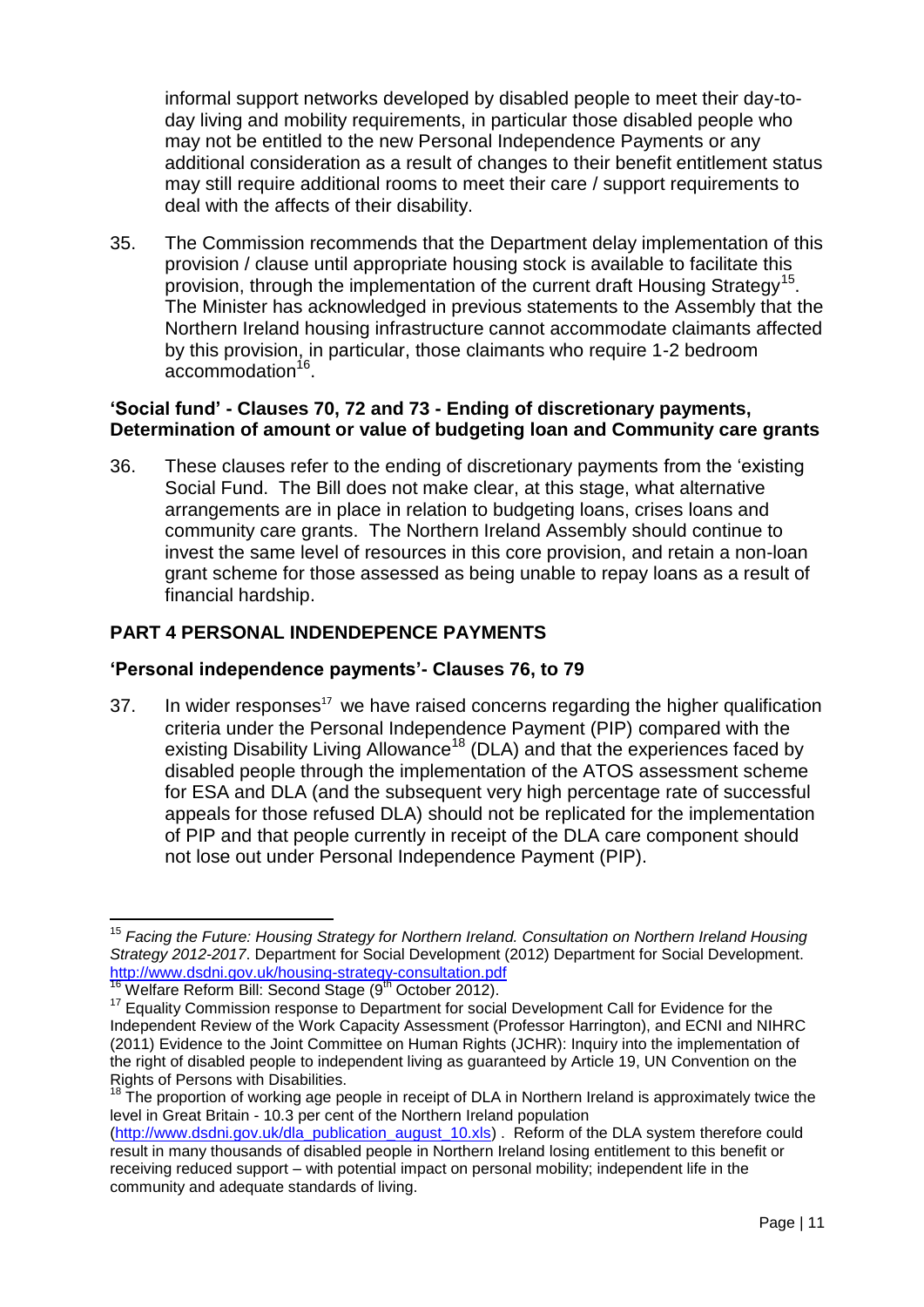informal support networks developed by disabled people to meet their day-to-day living and mobility requirements, in particular those disabled people who may not be entitled to the new Personal Independence Payments or any additional consideration as a result of changes to their benefit entitlement status may still require additional rooms to meet their care / support requirements to deal with the affects of their disability.

35. The Commission recommends that the Department delay implementation of this provision / clause until appropriate housing stock is available to facilitate this provision, through the implementation of the current draft Housing Strategy[15]. The Minister has acknowledged in previous statements to the Assembly that the Northern Ireland housing infrastructure cannot accommodate claimants affected by this provision, in particular, those claimants who require 1-2 bedroom accommodation[16].

**'Social fund' - Clauses 70, 72 and 73 - Ending of discretionary payments, Determination of amount or value of budgeting loan and Community care grants**

36. These clauses refer to the ending of discretionary payments from the 'existing Social Fund. The Bill does not make clear, at this stage, what alternative arrangements are in place in relation to budgeting loans, crises loans and community care grants. The Northern Ireland Assembly should continue to invest the same level of resources in this core provision, and retain a non-loan grant scheme for those assessed as being unable to repay loans as a result of financial hardship.

## PART 4 PERSONAL INDENDEPENCE PAYMENTS

**'Personal independence payments'- Clauses 76, to 79**

37. In wider responses[17] we have raised concerns regarding the higher qualification criteria under the Personal Independence Payment (PIP) compared with the existing Disability Living Allowance[18] (DLA) and that the experiences faced by disabled people through the implementation of the ATOS assessment scheme for ESA and DLA (and the subsequent very high percentage rate of successful appeals for those refused DLA) should not be replicated for the implementation of PIP and that people currently in receipt of the DLA care component should not lose out under Personal Independence Payment (PIP).

---

[15] *Facing the Future: Housing Strategy for Northern Ireland. Consultation on Northern Ireland Housing Strategy 2012-2017*. Department for Social Development (2012) Department for Social Development. http://www.dsdni.gov.uk/housing-strategy-consultation.pdf

[16] Welfare Reform Bill: Second Stage (9th October 2012).

[17] Equality Commission response to Department for social Development Call for Evidence for the Independent Review of the Work Capacity Assessment (Professor Harrington), and ECNI and NIHRC (2011) Evidence to the Joint Committee on Human Rights (JCHR): Inquiry into the implementation of the right of disabled people to independent living as guaranteed by Article 19, UN Convention on the Rights of Persons with Disabilities.

[18] The proportion of working age people in receipt of DLA in Northern Ireland is approximately twice the level in Great Britain - 10.3 per cent of the Northern Ireland population (http://www.dsdni.gov.uk/dla_publication_august_10.xls) . Reform of the DLA system therefore could result in many thousands of disabled people in Northern Ireland losing entitlement to this benefit or receiving reduced support – with potential impact on personal mobility; independent life in the community and adequate standards of living.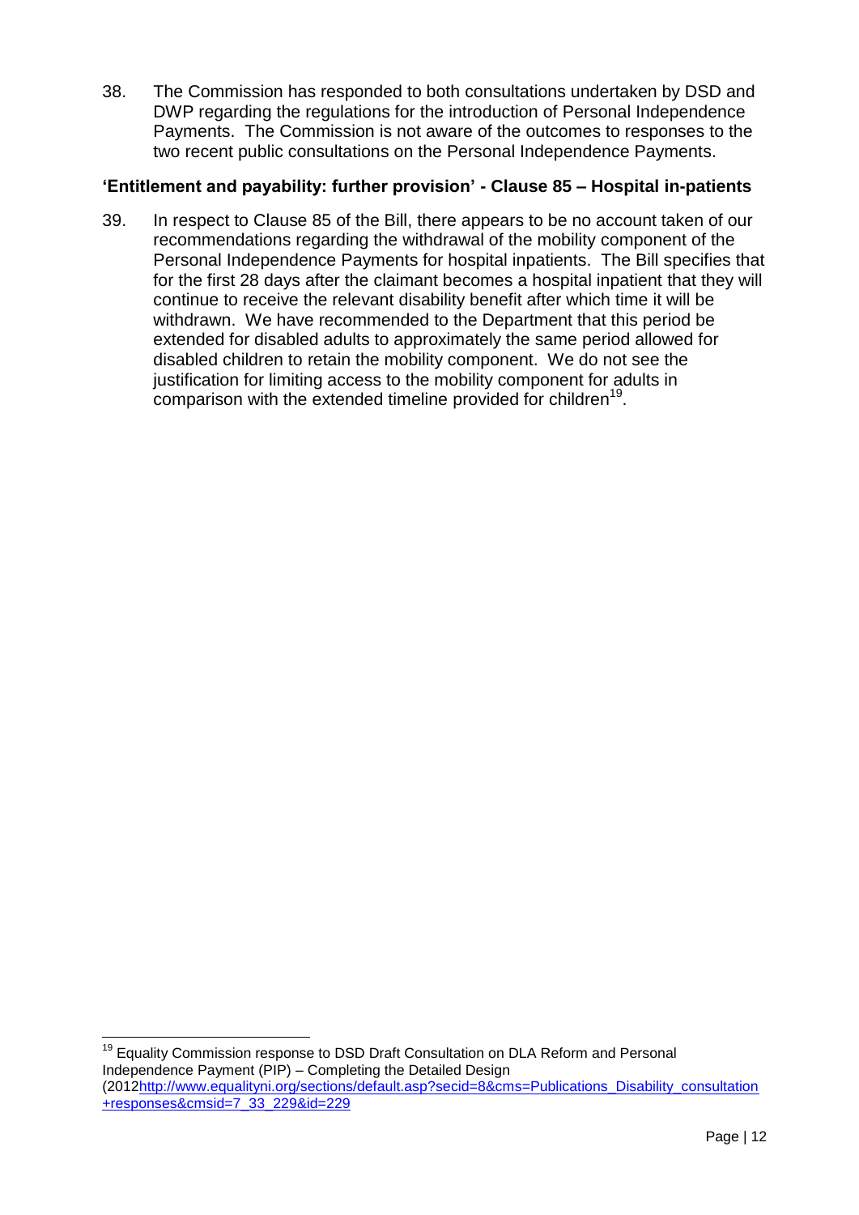38. The Commission has responded to both consultations undertaken by DSD and DWP regarding the regulations for the introduction of Personal Independence Payments. The Commission is not aware of the outcomes to responses to the two recent public consultations on the Personal Independence Payments.

**'Entitlement and payability: further provision' - Clause 85 – Hospital in-patients**

39. In respect to Clause 85 of the Bill, there appears to be no account taken of our recommendations regarding the withdrawal of the mobility component of the Personal Independence Payments for hospital inpatients. The Bill specifies that for the first 28 days after the claimant becomes a hospital inpatient that they will continue to receive the relevant disability benefit after which time it will be withdrawn. We have recommended to the Department that this period be extended for disabled adults to approximately the same period allowed for disabled children to retain the mobility component. We do not see the justification for limiting access to the mobility component for adults in comparison with the extended timeline provided for children[19].

---

[19] Equality Commission response to DSD Draft Consultation on DLA Reform and Personal Independence Payment (PIP) – Completing the Detailed Design (2012http://www.equalityni.org/sections/default.asp?secid=8&cms=Publications_Disability_consultation+responses&cmsid=7_33_229&id=229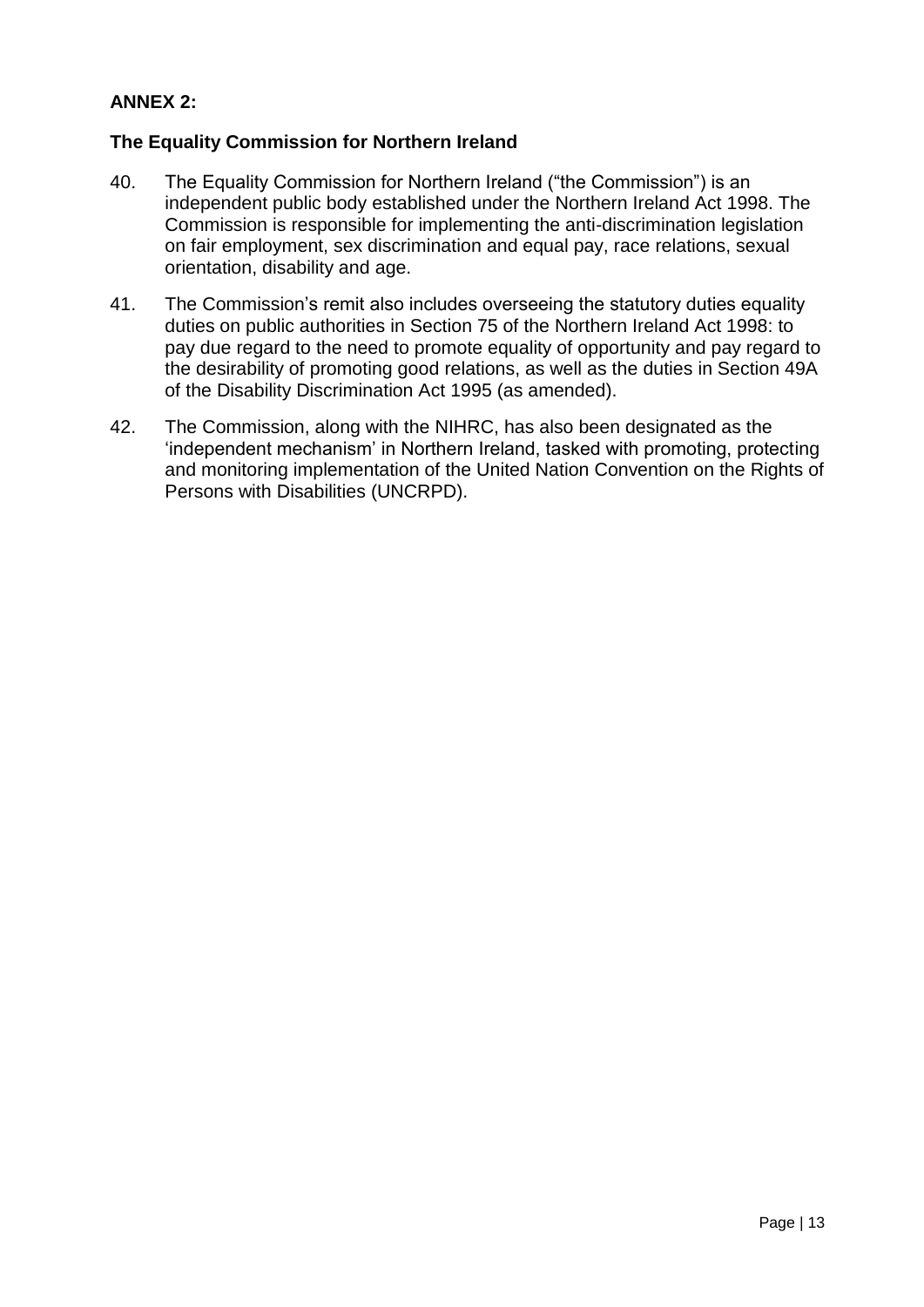**ANNEX 2:**

**The Equality Commission for Northern Ireland**

40. The Equality Commission for Northern Ireland ("the Commission") is an independent public body established under the Northern Ireland Act 1998. The Commission is responsible for implementing the anti-discrimination legislation on fair employment, sex discrimination and equal pay, race relations, sexual orientation, disability and age.

41. The Commission's remit also includes overseeing the statutory duties equality duties on public authorities in Section 75 of the Northern Ireland Act 1998: to pay due regard to the need to promote equality of opportunity and pay regard to the desirability of promoting good relations, as well as the duties in Section 49A of the Disability Discrimination Act 1995 (as amended).

42. The Commission, along with the NIHRC, has also been designated as the 'independent mechanism' in Northern Ireland, tasked with promoting, protecting and monitoring implementation of the United Nation Convention on the Rights of Persons with Disabilities (UNCRPD).